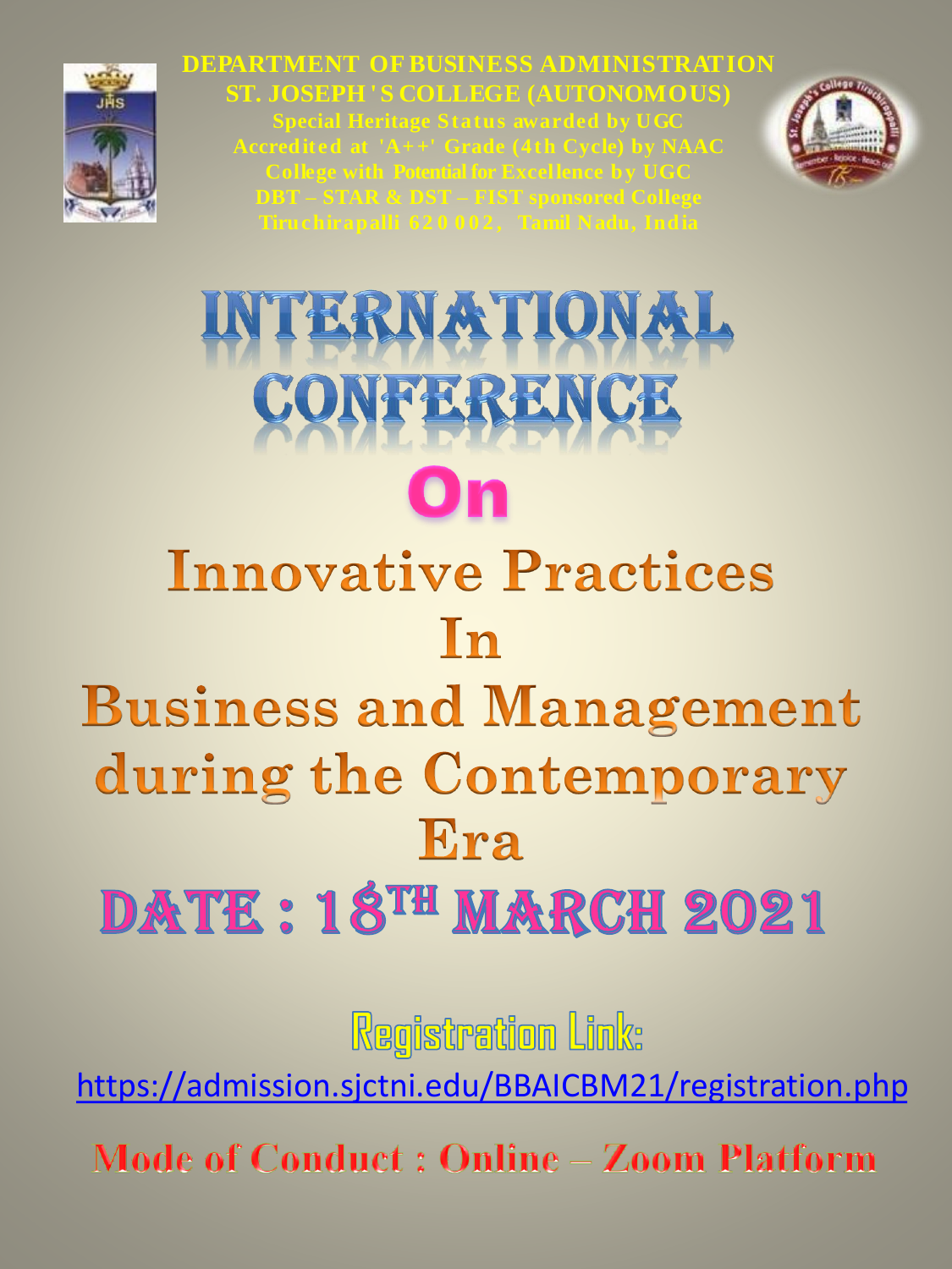**DEPARTMENT OF BUSINESS ADMINISTRATION**

**ST. JOSEPH'S COLLEGE (AUTONOMOUS)**

**Special Heritage Status awarded by UGC**

**Accredited at 'A++' Grade (4th Cycle) by NAAC**

**College with Potential for Excellence by UGC**

**DBT – STAR & DST – FIST sponsored College**

**Tiruchirapalli 620 002, Tamil Nadu, India**

# INTERNATIONAL CONFERENCE

## On

# Innovative Practices In Business and Management during the Contemporary Era

## DATE : 18TH MARCH 2021

**Registration Link:**

https://admission.sjctni.edu/BBAICBM21/registration.php

**Mode of Conduct : Online – Zoom Platform**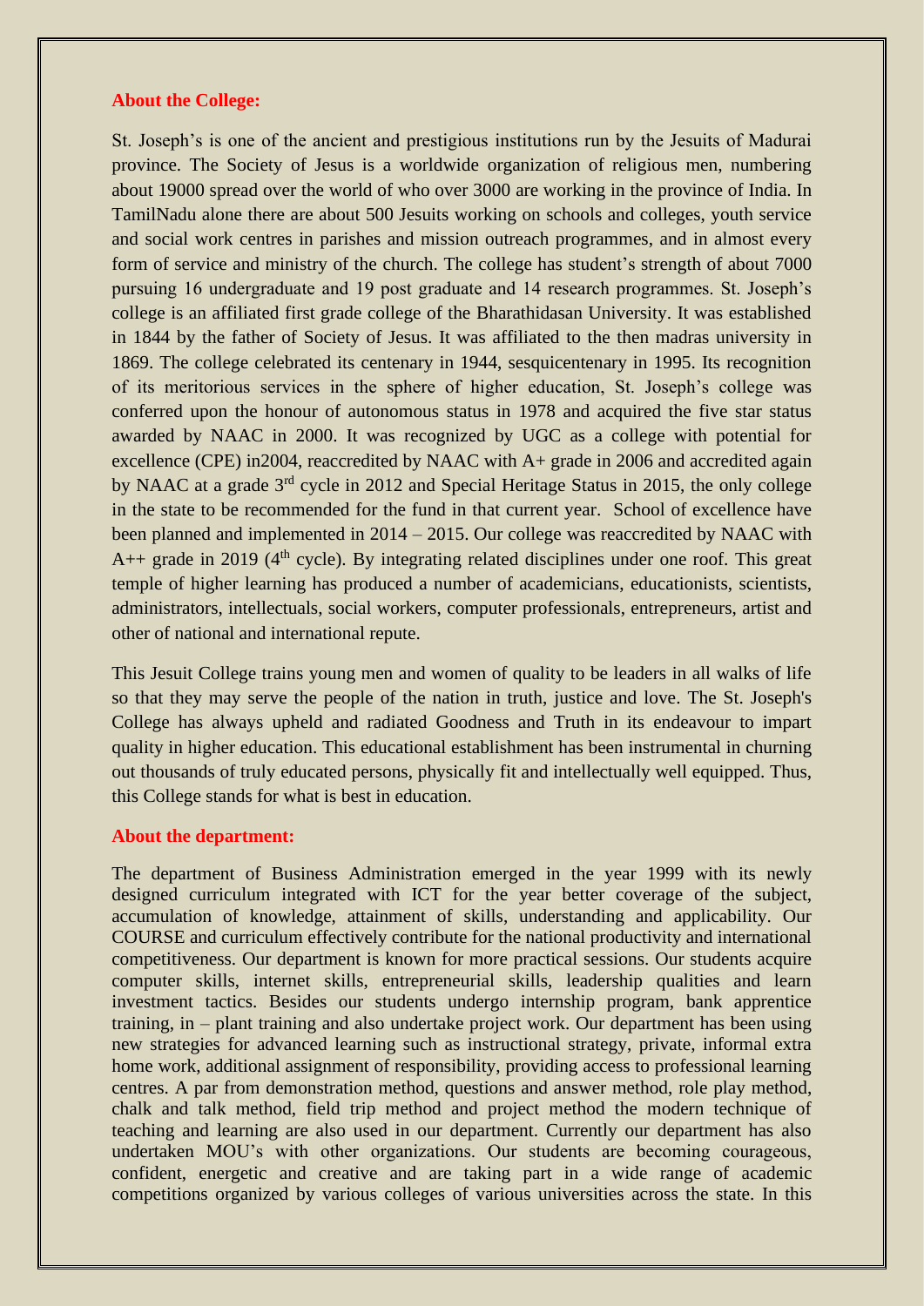**About the College:**

St. Joseph's is one of the ancient and prestigious institutions run by the Jesuits of Madurai province. The Society of Jesus is a worldwide organization of religious men, numbering about 19000 spread over the world of who over 3000 are working in the province of India. In TamilNadu alone there are about 500 Jesuits working on schools and colleges, youth service and social work centres in parishes and mission outreach programmes, and in almost every form of service and ministry of the church. The college has student's strength of about 7000 pursuing 16 undergraduate and 19 post graduate and 14 research programmes. St. Joseph's college is an affiliated first grade college of the Bharathidasan University. It was established in 1844 by the father of Society of Jesus. It was affiliated to the then madras university in 1869. The college celebrated its centenary in 1944, sesquicentenary in 1995. Its recognition of its meritorious services in the sphere of higher education, St. Joseph's college was conferred upon the honour of autonomous status in 1978 and acquired the five star status awarded by NAAC in 2000. It was recognized by UGC as a college with potential for excellence (CPE) in2004, reaccredited by NAAC with A+ grade in 2006 and accredited again by NAAC at a grade 3rd cycle in 2012 and Special Heritage Status in 2015, the only college in the state to be recommended for the fund in that current year. School of excellence have been planned and implemented in 2014 – 2015. Our college was reaccredited by NAAC with A++ grade in 2019 (4th cycle). By integrating related disciplines under one roof. This great temple of higher learning has produced a number of academicians, educationists, scientists, administrators, intellectuals, social workers, computer professionals, entrepreneurs, artist and other of national and international repute.

This Jesuit College trains young men and women of quality to be leaders in all walks of life so that they may serve the people of the nation in truth, justice and love. The St. Joseph's College has always upheld and radiated Goodness and Truth in its endeavour to impart quality in higher education. This educational establishment has been instrumental in churning out thousands of truly educated persons, physically fit and intellectually well equipped. Thus, this College stands for what is best in education.

**About the department:**

The department of Business Administration emerged in the year 1999 with its newly designed curriculum integrated with ICT for the year better coverage of the subject, accumulation of knowledge, attainment of skills, understanding and applicability. Our COURSE and curriculum effectively contribute for the national productivity and international competitiveness. Our department is known for more practical sessions. Our students acquire computer skills, internet skills, entrepreneurial skills, leadership qualities and learn investment tactics. Besides our students undergo internship program, bank apprentice training, in – plant training and also undertake project work. Our department has been using new strategies for advanced learning such as instructional strategy, private, informal extra home work, additional assignment of responsibility, providing access to professional learning centres. A par from demonstration method, questions and answer method, role play method, chalk and talk method, field trip method and project method the modern technique of teaching and learning are also used in our department. Currently our department has also undertaken MOU's with other organizations. Our students are becoming courageous, confident, energetic and creative and are taking part in a wide range of academic competitions organized by various colleges of various universities across the state. In this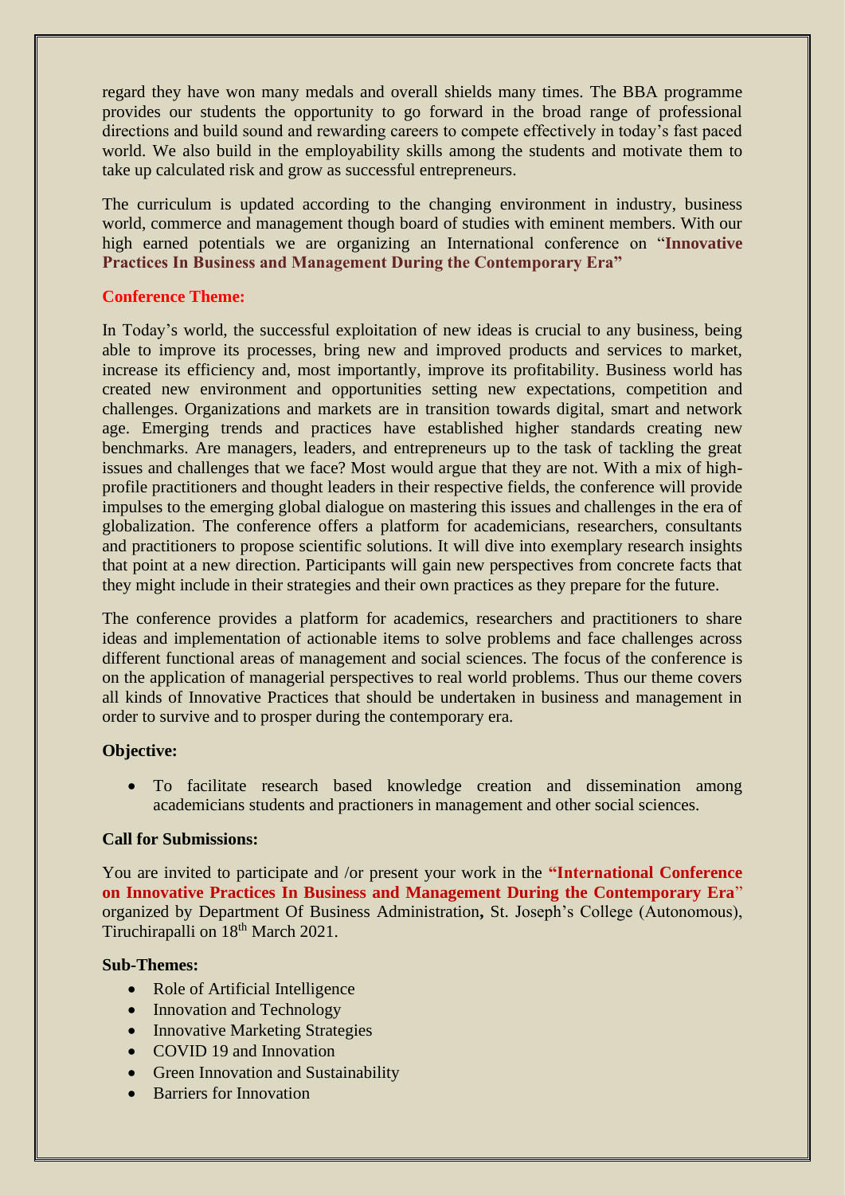regard they have won many medals and overall shields many times. The BBA programme provides our students the opportunity to go forward in the broad range of professional directions and build sound and rewarding careers to compete effectively in today's fast paced world. We also build in the employability skills among the students and motivate them to take up calculated risk and grow as successful entrepreneurs.

The curriculum is updated according to the changing environment in industry, business world, commerce and management though board of studies with eminent members. With our high earned potentials we are organizing an International conference on "**Innovative Practices In Business and Management During the Contemporary Era"**

**Conference Theme:**

In Today's world, the successful exploitation of new ideas is crucial to any business, being able to improve its processes, bring new and improved products and services to market, increase its efficiency and, most importantly, improve its profitability. Business world has created new environment and opportunities setting new expectations, competition and challenges. Organizations and markets are in transition towards digital, smart and network age. Emerging trends and practices have established higher standards creating new benchmarks. Are managers, leaders, and entrepreneurs up to the task of tackling the great issues and challenges that we face? Most would argue that they are not. With a mix of high-profile practitioners and thought leaders in their respective fields, the conference will provide impulses to the emerging global dialogue on mastering this issues and challenges in the era of globalization. The conference offers a platform for academicians, researchers, consultants and practitioners to propose scientific solutions. It will dive into exemplary research insights that point at a new direction. Participants will gain new perspectives from concrete facts that they might include in their strategies and their own practices as they prepare for the future.

The conference provides a platform for academics, researchers and practitioners to share ideas and implementation of actionable items to solve problems and face challenges across different functional areas of management and social sciences. The focus of the conference is on the application of managerial perspectives to real world problems. Thus our theme covers all kinds of Innovative Practices that should be undertaken in business and management in order to survive and to prosper during the contemporary era.

**Objective:**

- To facilitate research based knowledge creation and dissemination among academicians students and practioners in management and other social sciences.

**Call for Submissions:**

You are invited to participate and /or present your work in the **"International Conference on Innovative Practices In Business and Management During the Contemporary Era"** organized by Department Of Business Administration**,** St. Joseph's College (Autonomous), Tiruchirapalli on 18th March 2021.

**Sub-Themes:**

- Role of Artificial Intelligence
- Innovation and Technology
- Innovative Marketing Strategies
- COVID 19 and Innovation
- Green Innovation and Sustainability
- Barriers for Innovation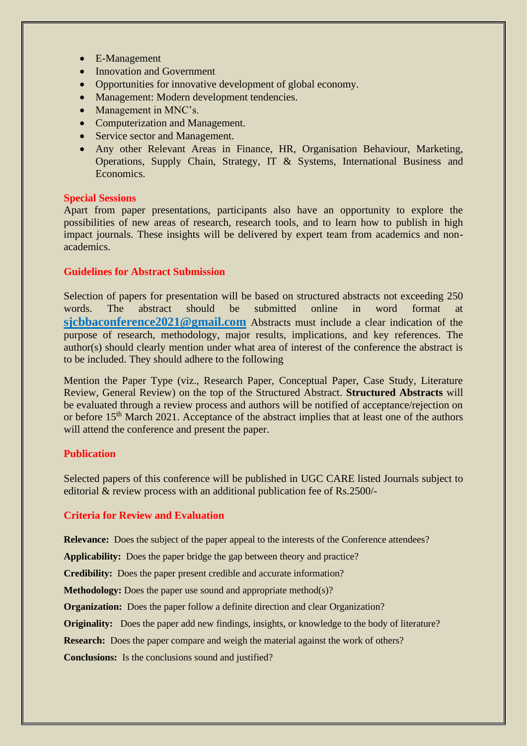- E-Management
- Innovation and Government
- Opportunities for innovative development of global economy.
- Management: Modern development tendencies.
- Management in MNC's.
- Computerization and Management.
- Service sector and Management.
- Any other Relevant Areas in Finance, HR, Organisation Behaviour, Marketing, Operations, Supply Chain, Strategy, IT & Systems, International Business and Economics.

## Special Sessions

Apart from paper presentations, participants also have an opportunity to explore the possibilities of new areas of research, research tools, and to learn how to publish in high impact journals. These insights will be delivered by expert team from academics and non-academics.

## Guidelines for Abstract Submission

Selection of papers for presentation will be based on structured abstracts not exceeding 250 words. The abstract should be submitted online in word format at **sjcbbaconference2021@gmail.com** Abstracts must include a clear indication of the purpose of research, methodology, major results, implications, and key references. The author(s) should clearly mention under what area of interest of the conference the abstract is to be included. They should adhere to the following

Mention the Paper Type (viz., Research Paper, Conceptual Paper, Case Study, Literature Review, General Review) on the top of the Structured Abstract. **Structured Abstracts** will be evaluated through a review process and authors will be notified of acceptance/rejection on or before 15th March 2021. Acceptance of the abstract implies that at least one of the authors will attend the conference and present the paper.

## Publication

Selected papers of this conference will be published in UGC CARE listed Journals subject to editorial & review process with an additional publication fee of Rs.2500/-

## Criteria for Review and Evaluation

**Relevance:** Does the subject of the paper appeal to the interests of the Conference attendees?

**Applicability:** Does the paper bridge the gap between theory and practice?

**Credibility:** Does the paper present credible and accurate information?

**Methodology:** Does the paper use sound and appropriate method(s)?

**Organization:** Does the paper follow a definite direction and clear Organization?

**Originality:** Does the paper add new findings, insights, or knowledge to the body of literature?

**Research:** Does the paper compare and weigh the material against the work of others?

**Conclusions:** Is the conclusions sound and justified?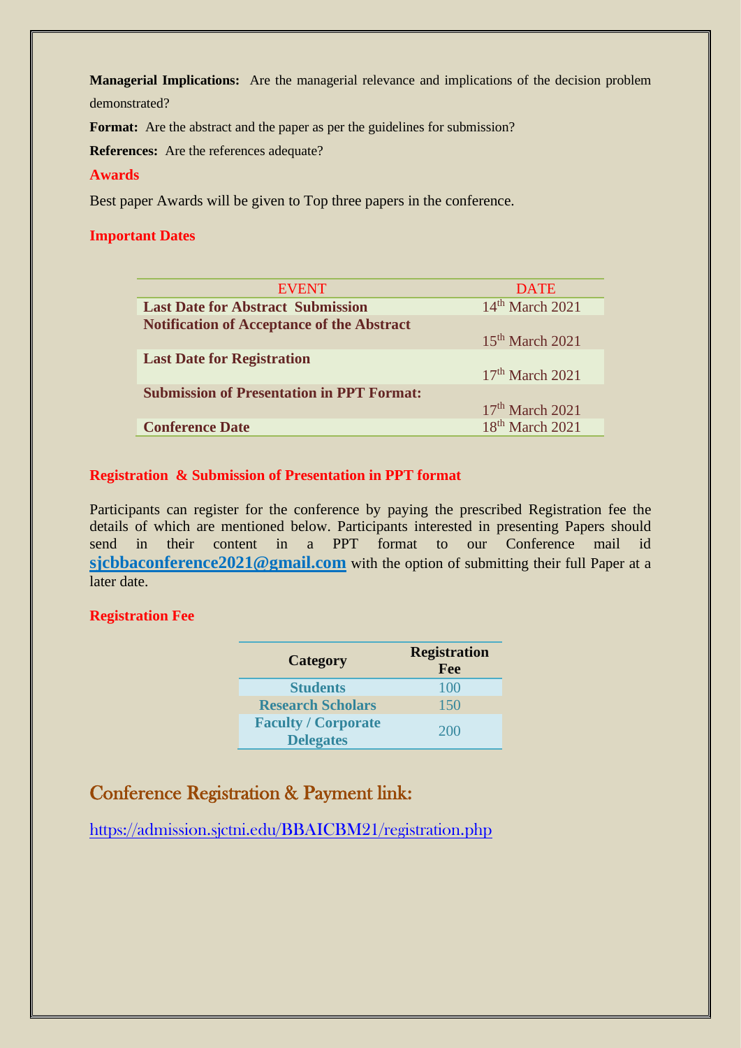**Managerial Implications:** Are the managerial relevance and implications of the decision problem demonstrated?

**Format:** Are the abstract and the paper as per the guidelines for submission?

**References:** Are the references adequate?

**Awards**

Best paper Awards will be given to Top three papers in the conference.

**Important Dates**

| EVENT | DATE |
|---|---|
| **Last Date for Abstract Submission** | 14th March 2021 |
| **Notification of Acceptance of the Abstract** | 15th March 2021 |
| **Last Date for Registration** | 17th March 2021 |
| **Submission of Presentation in PPT Format:** | 17th March 2021 |
| **Conference Date** | 18th March 2021 |

**Registration & Submission of Presentation in PPT format**

Participants can register for the conference by paying the prescribed Registration fee the details of which are mentioned below. Participants interested in presenting Papers should send in their content in a PPT format to our Conference mail id **sjcbbaconference2021@gmail.com** with the option of submitting their full Paper at a later date.

**Registration Fee**

| Category | Registration Fee |
|---|---|
| **Students** | 100 |
| **Research Scholars** | 150 |
| **Faculty / Corporate Delegates** | 200 |

## Conference Registration & Payment link:

https://admission.sjctni.edu/BBAICBM21/registration.php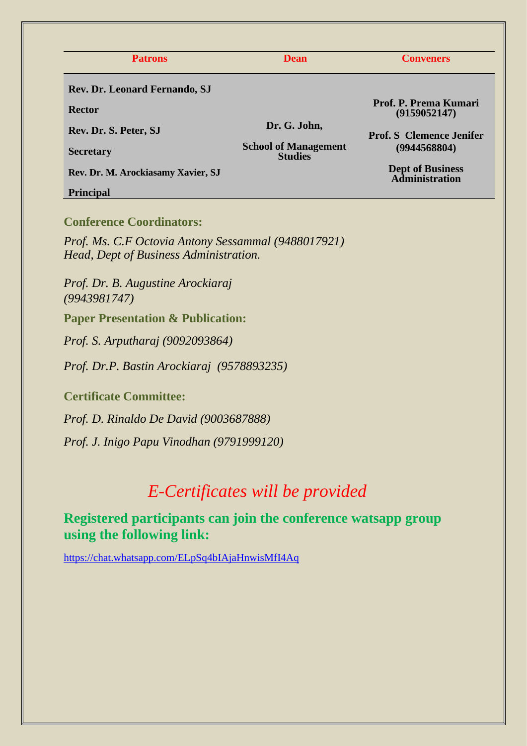| Patrons | Dean | Conveners |
| --- | --- | --- |
| **Rev. Dr. Leonard Fernando, SJ**<br>**Rector**<br>**Rev. Dr. S. Peter, SJ**<br>**Secretary**<br>**Rev. Dr. M. Arockiasamy Xavier, SJ**<br>**Principal** | **Dr. G. John,**<br>**School of Management Studies** | **Prof. P. Prema Kumari (9159052147)**<br>**Prof. S Clemence Jenifer (9944568804)**<br>**Dept of Business Administration** |

**Conference Coordinators:**

*Prof. Ms. C.F Octovia Antony Sessammal (9488017921)*
*Head, Dept of Business Administration.*

*Prof. Dr. B. Augustine Arockiaraj*
*(9943981747)*

**Paper Presentation & Publication:**

*Prof. S. Arputharaj (9092093864)*

*Prof. Dr.P. Bastin Arockiaraj (9578893235)*

**Certificate Committee:**

*Prof. D. Rinaldo De David (9003687888)*

*Prof. J. Inigo Papu Vinodhan (9791999120)*

*E-Certificates will be provided*

**Registered participants can join the conference watsapp group using the following link:**

https://chat.whatsapp.com/ELpSq4bIAjaHnwisMfI4Aq